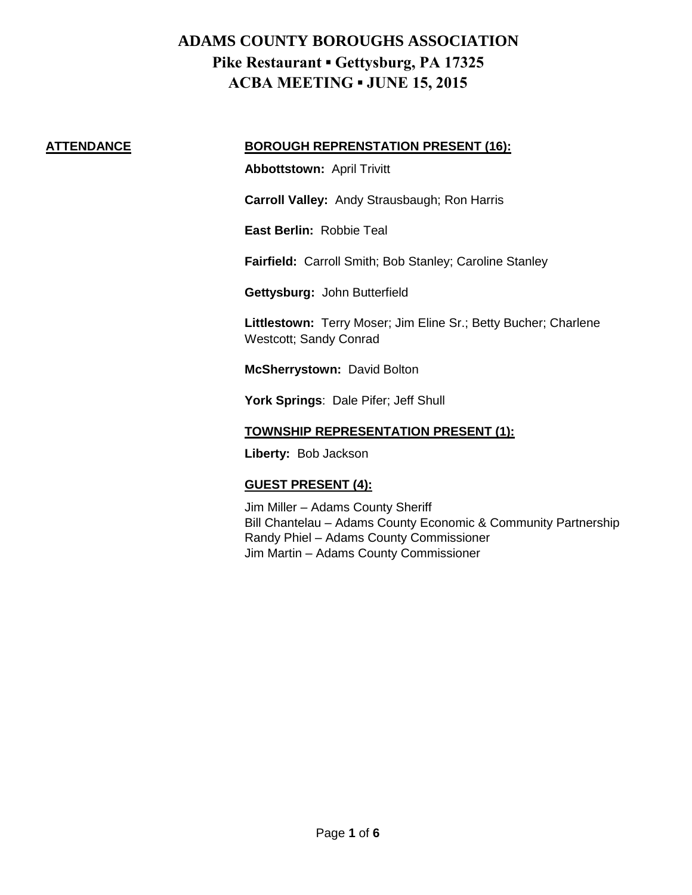# ADAMS COUNTY BOROUGHS ASSOCIATION
## Pike Restaurant ▪ Gettysburg, PA 17325
## ACBA MEETING ▪ JUNE 15, 2015

**ATTENDANCE**

**BOROUGH REPRENSTATION PRESENT (16):**

**Abbottstown:** April Trivitt

**Carroll Valley:** Andy Strausbaugh; Ron Harris

**East Berlin:** Robbie Teal

**Fairfield:** Carroll Smith; Bob Stanley; Caroline Stanley

**Gettysburg:** John Butterfield

**Littlestown:** Terry Moser; Jim Eline Sr.; Betty Bucher; Charlene Westcott; Sandy Conrad

**McSherrystown:** David Bolton

**York Springs**: Dale Pifer; Jeff Shull

**TOWNSHIP REPRESENTATION PRESENT (1):**

**Liberty:** Bob Jackson

**GUEST PRESENT (4):**

Jim Miller – Adams County Sheriff
Bill Chantelau – Adams County Economic & Community Partnership
Randy Phiel – Adams County Commissioner
Jim Martin – Adams County Commissioner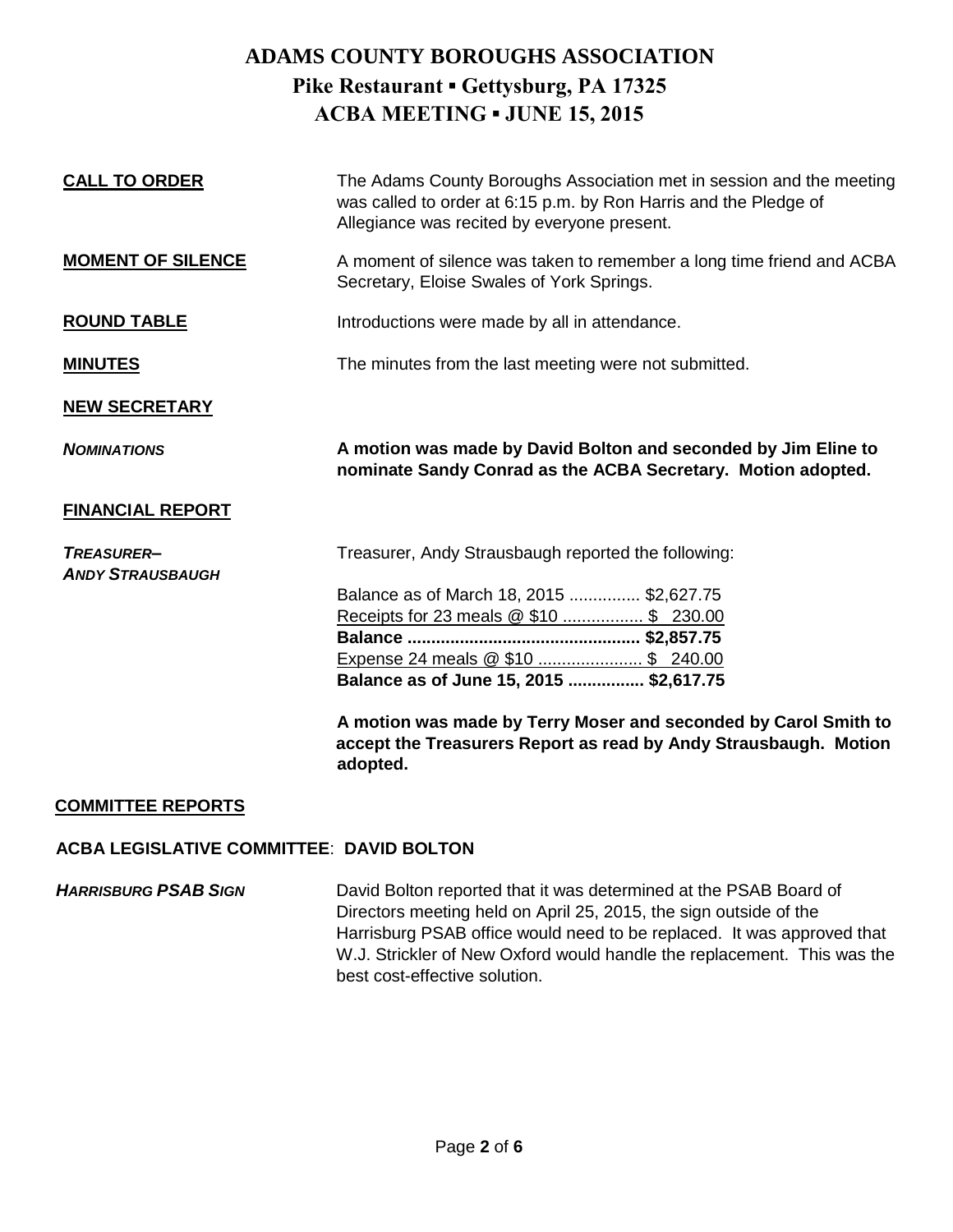# ADAMS COUNTY BOROUGHS ASSOCIATION
## Pike Restaurant ▪ Gettysburg, PA 17325
## ACBA MEETING ▪ JUNE 15, 2015

**CALL TO ORDER**

The Adams County Boroughs Association met in session and the meeting was called to order at 6:15 p.m. by Ron Harris and the Pledge of Allegiance was recited by everyone present.

**MOMENT OF SILENCE**

A moment of silence was taken to remember a long time friend and ACBA Secretary, Eloise Swales of York Springs.

**ROUND TABLE**

Introductions were made by all in attendance.

**MINUTES**

The minutes from the last meeting were not submitted.

**NEW SECRETARY**

***NOMINATIONS***

**A motion was made by David Bolton and seconded by Jim Eline to nominate Sandy Conrad as the ACBA Secretary. Motion adopted.**

**FINANCIAL REPORT**

***TREASURER– ANDY STRAUSBAUGH***

Treasurer, Andy Strausbaugh reported the following:

Balance as of March 18, 2015 ............... $2,627.75
Receipts for 23 meals @ $10 ................. $ 230.00
**Balance ................................................ $2,857.75**
Expense 24 meals @ $10 ...................... $ 240.00
**Balance as of June 15, 2015 ................ $2,617.75**

**A motion was made by Terry Moser and seconded by Carol Smith to accept the Treasurers Report as read by Andy Strausbaugh. Motion adopted.**

**COMMITTEE REPORTS**

**ACBA LEGISLATIVE COMMITTEE: DAVID BOLTON**

***HARRISBURG PSAB SIGN***

David Bolton reported that it was determined at the PSAB Board of Directors meeting held on April 25, 2015, the sign outside of the Harrisburg PSAB office would need to be replaced. It was approved that W.J. Strickler of New Oxford would handle the replacement. This was the best cost-effective solution.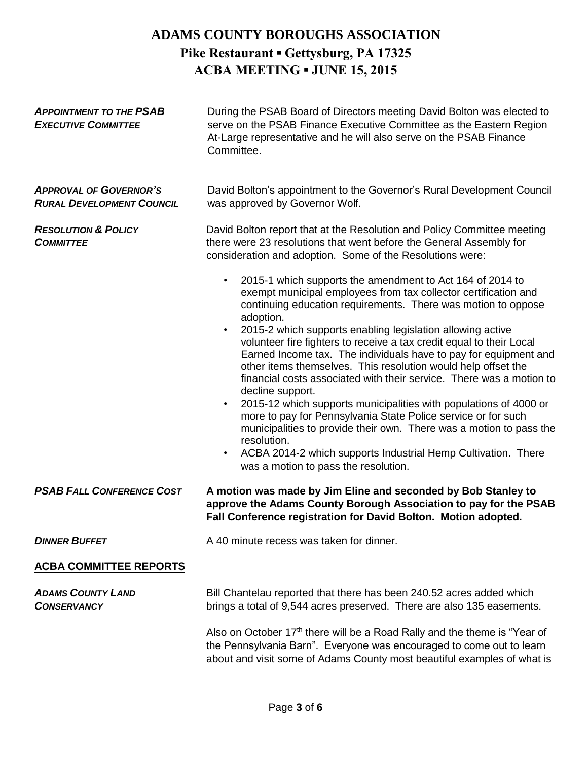# ADAMS COUNTY BOROUGHS ASSOCIATION
## Pike Restaurant ▪ Gettysburg, PA 17325
## ACBA MEETING ▪ JUNE 15, 2015

***APPOINTMENT TO THE PSAB EXECUTIVE COMMITTEE*** During the PSAB Board of Directors meeting David Bolton was elected to serve on the PSAB Finance Executive Committee as the Eastern Region At-Large representative and he will also serve on the PSAB Finance Committee.

***APPROVAL OF GOVERNOR'S RURAL DEVELOPMENT COUNCIL*** David Bolton's appointment to the Governor's Rural Development Council was approved by Governor Wolf.

***RESOLUTION & POLICY COMMITTEE*** David Bolton report that at the Resolution and Policy Committee meeting there were 23 resolutions that went before the General Assembly for consideration and adoption. Some of the Resolutions were:

- 2015-1 which supports the amendment to Act 164 of 2014 to exempt municipal employees from tax collector certification and continuing education requirements. There was motion to oppose adoption.
- 2015-2 which supports enabling legislation allowing active volunteer fire fighters to receive a tax credit equal to their Local Earned Income tax. The individuals have to pay for equipment and other items themselves. This resolution would help offset the financial costs associated with their service. There was a motion to decline support.
- 2015-12 which supports municipalities with populations of 4000 or more to pay for Pennsylvania State Police service or for such municipalities to provide their own. There was a motion to pass the resolution.
- ACBA 2014-2 which supports Industrial Hemp Cultivation. There was a motion to pass the resolution.

***PSAB FALL CONFERENCE COST*** **A motion was made by Jim Eline and seconded by Bob Stanley to approve the Adams County Borough Association to pay for the PSAB Fall Conference registration for David Bolton. Motion adopted.**

***DINNER BUFFET*** A 40 minute recess was taken for dinner.

## ACBA COMMITTEE REPORTS

***ADAMS COUNTY LAND CONSERVANCY*** Bill Chantelau reported that there has been 240.52 acres added which brings a total of 9,544 acres preserved. There are also 135 easements.

Also on October 17th there will be a Road Rally and the theme is "Year of the Pennsylvania Barn". Everyone was encouraged to come out to learn about and visit some of Adams County most beautiful examples of what is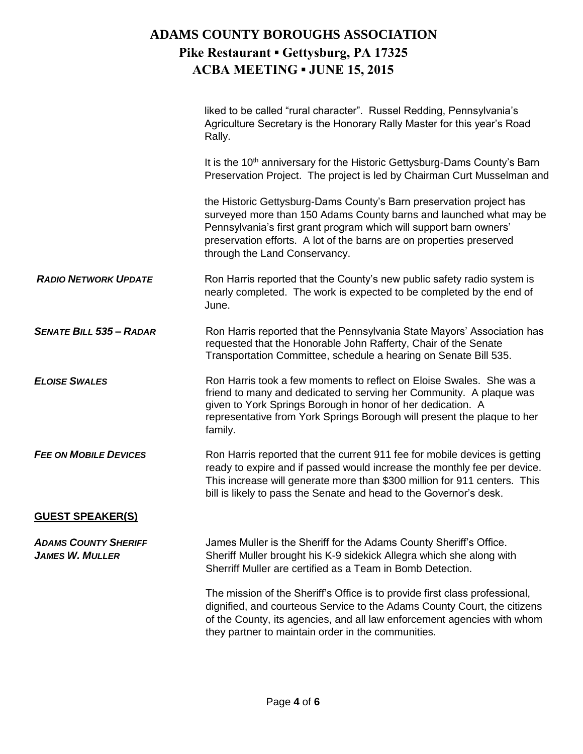liked to be called "rural character". Russel Redding, Pennsylvania's Agriculture Secretary is the Honorary Rally Master for this year's Road Rally.

It is the 10th anniversary for the Historic Gettysburg-Dams County's Barn Preservation Project. The project is led by Chairman Curt Musselman and

the Historic Gettysburg-Dams County's Barn preservation project has surveyed more than 150 Adams County barns and launched what may be Pennsylvania's first grant program which will support barn owners' preservation efforts. A lot of the barns are on properties preserved through the Land Conservancy.

***RADIO NETWORK UPDATE*** Ron Harris reported that the County's new public safety radio system is nearly completed. The work is expected to be completed by the end of June.

***SENATE BILL 535 – RADAR*** Ron Harris reported that the Pennsylvania State Mayors' Association has requested that the Honorable John Rafferty, Chair of the Senate Transportation Committee, schedule a hearing on Senate Bill 535.

***ELOISE SWALES*** Ron Harris took a few moments to reflect on Eloise Swales. She was a friend to many and dedicated to serving her Community. A plaque was given to York Springs Borough in honor of her dedication. A representative from York Springs Borough will present the plaque to her family.

***FEE ON MOBILE DEVICES*** Ron Harris reported that the current 911 fee for mobile devices is getting ready to expire and if passed would increase the monthly fee per device. This increase will generate more than $300 million for 911 centers. This bill is likely to pass the Senate and head to the Governor's desk.

## GUEST SPEAKER(S)

***ADAMS COUNTY SHERIFF JAMES W. MULLER*** James Muller is the Sheriff for the Adams County Sheriff's Office. Sheriff Muller brought his K-9 sidekick Allegra which she along with Sherriff Muller are certified as a Team in Bomb Detection.

The mission of the Sheriff's Office is to provide first class professional, dignified, and courteous Service to the Adams County Court, the citizens of the County, its agencies, and all law enforcement agencies with whom they partner to maintain order in the communities.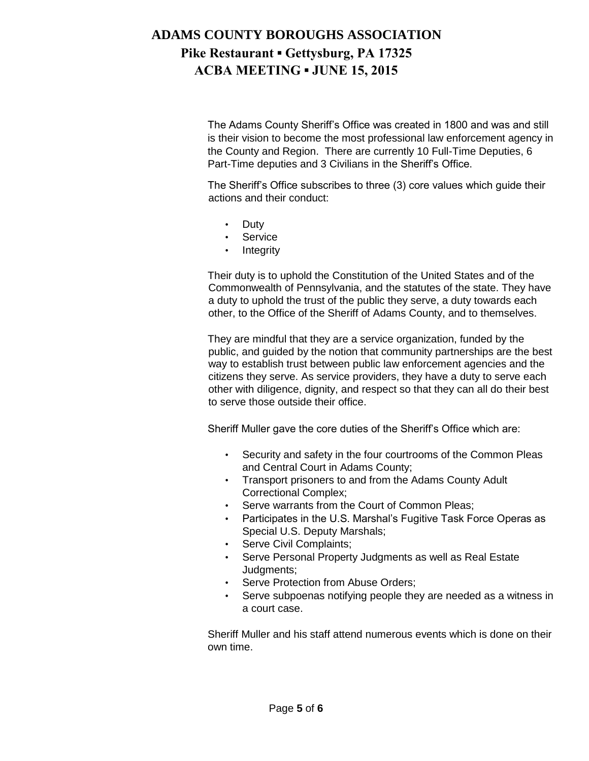The Adams County Sheriff's Office was created in 1800 and was and still is their vision to become the most professional law enforcement agency in the County and Region. There are currently 10 Full-Time Deputies, 6 Part-Time deputies and 3 Civilians in the Sheriff's Office.

The Sheriff's Office subscribes to three (3) core values which guide their actions and their conduct:

- Duty
- Service
- Integrity

Their duty is to uphold the Constitution of the United States and of the Commonwealth of Pennsylvania, and the statutes of the state. They have a duty to uphold the trust of the public they serve, a duty towards each other, to the Office of the Sheriff of Adams County, and to themselves.

They are mindful that they are a service organization, funded by the public, and guided by the notion that community partnerships are the best way to establish trust between public law enforcement agencies and the citizens they serve. As service providers, they have a duty to serve each other with diligence, dignity, and respect so that they can all do their best to serve those outside their office.

Sheriff Muller gave the core duties of the Sheriff's Office which are:

- Security and safety in the four courtrooms of the Common Pleas and Central Court in Adams County;
- Transport prisoners to and from the Adams County Adult Correctional Complex;
- Serve warrants from the Court of Common Pleas;
- Participates in the U.S. Marshal's Fugitive Task Force Operas as Special U.S. Deputy Marshals;
- Serve Civil Complaints;
- Serve Personal Property Judgments as well as Real Estate Judgments;
- Serve Protection from Abuse Orders;
- Serve subpoenas notifying people they are needed as a witness in a court case.

Sheriff Muller and his staff attend numerous events which is done on their own time.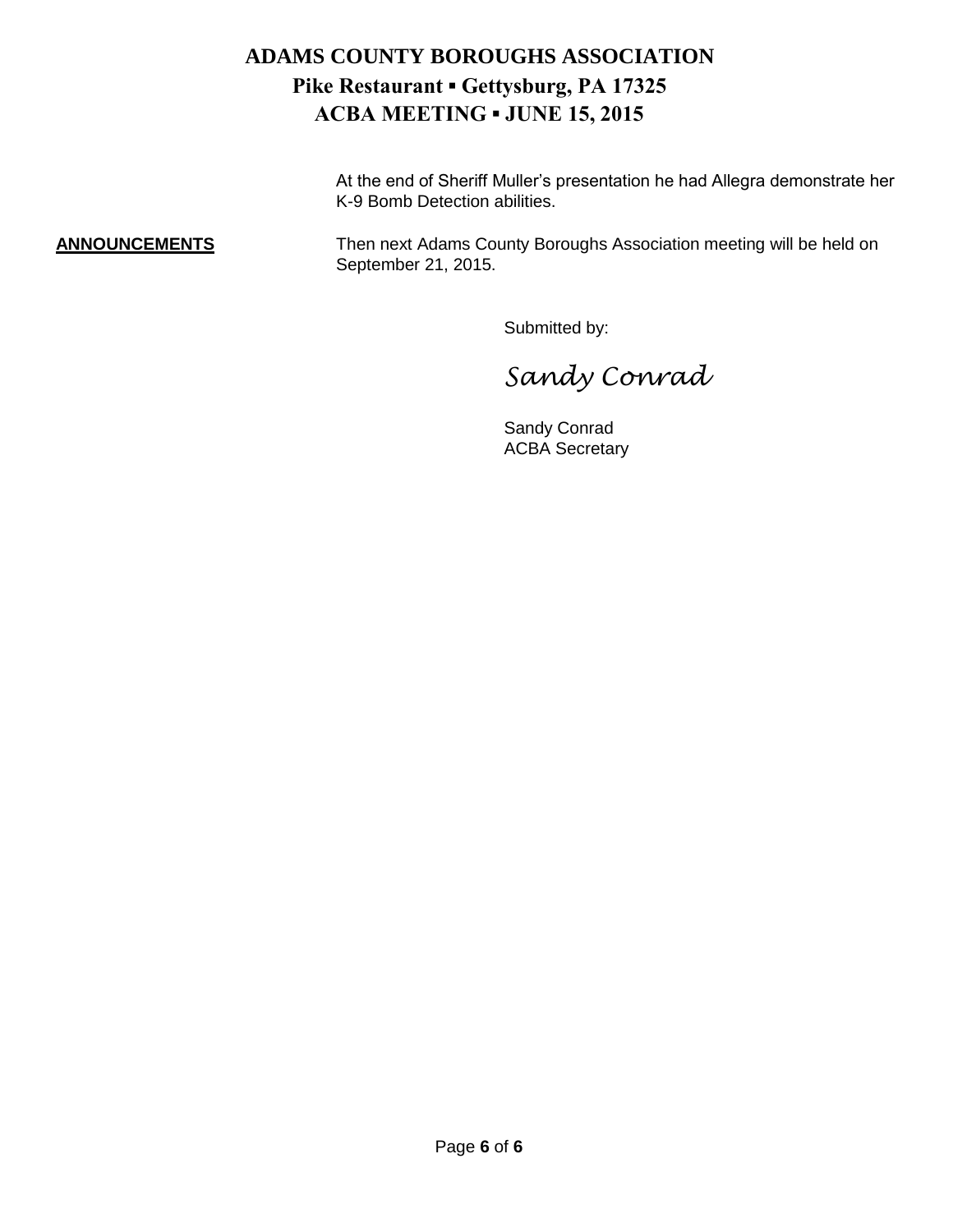At the end of Sheriff Muller's presentation he had Allegra demonstrate her K-9 Bomb Detection abilities.

**ANNOUNCEMENTS**

Then next Adams County Boroughs Association meeting will be held on September 21, 2015.

Submitted by:

*Sandy Conrad*

Sandy Conrad
ACBA Secretary